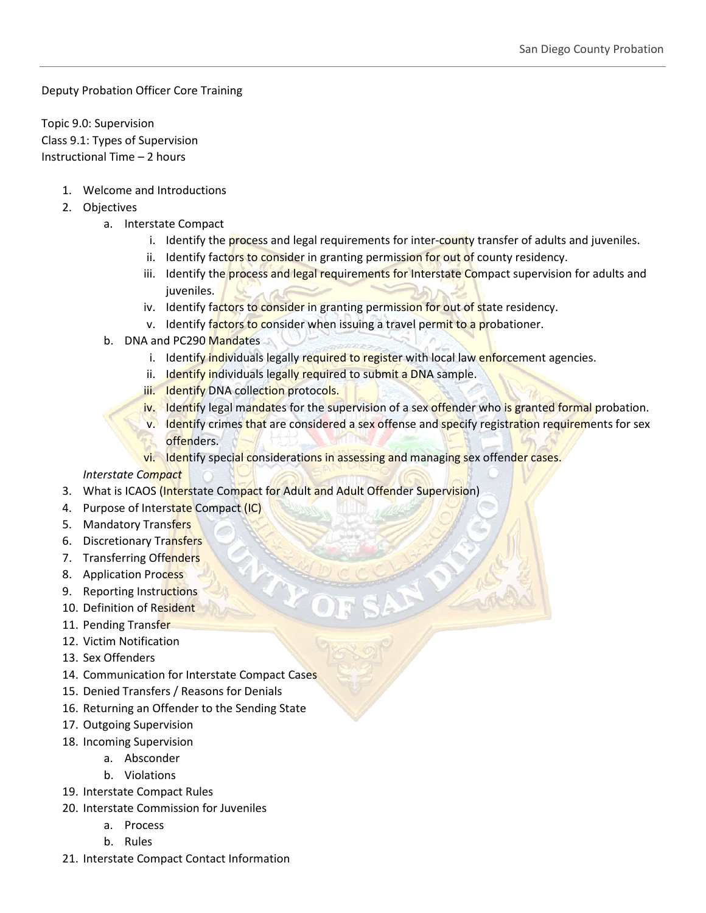Deputy Probation Officer Core Training

Topic 9.0: Supervision
Class 9.1: Types of Supervision
Instructional Time – 2 hours

1. Welcome and Introductions
2. Objectives
    a. Interstate Compact
        i. Identify the process and legal requirements for inter-county transfer of adults and juveniles.
        ii. Identify factors to consider in granting permission for out of county residency.
        iii. Identify the process and legal requirements for Interstate Compact supervision for adults and juveniles.
        iv. Identify factors to consider in granting permission for out of state residency.
        v. Identify factors to consider when issuing a travel permit to a probationer.
    b. DNA and PC290 Mandates
        i. Identify individuals legally required to register with local law enforcement agencies.
        ii. Identify individuals legally required to submit a DNA sample.
        iii. Identify DNA collection protocols.
        iv. Identify legal mandates for the supervision of a sex offender who is granted formal probation.
        v. Identify crimes that are considered a sex offense and specify registration requirements for sex offenders.
        vi. Identify special considerations in assessing and managing sex offender cases.

    *Interstate Compact*

3. What is ICAOS (Interstate Compact for Adult and Adult Offender Supervision)
4. Purpose of Interstate Compact (IC)
5. Mandatory Transfers
6. Discretionary Transfers
7. Transferring Offenders
8. Application Process
9. Reporting Instructions
10. Definition of Resident
11. Pending Transfer
12. Victim Notification
13. Sex Offenders
14. Communication for Interstate Compact Cases
15. Denied Transfers / Reasons for Denials
16. Returning an Offender to the Sending State
17. Outgoing Supervision
18. Incoming Supervision
    a. Absconder
    b. Violations
19. Interstate Compact Rules
20. Interstate Commission for Juveniles
    a. Process
    b. Rules
21. Interstate Compact Contact Information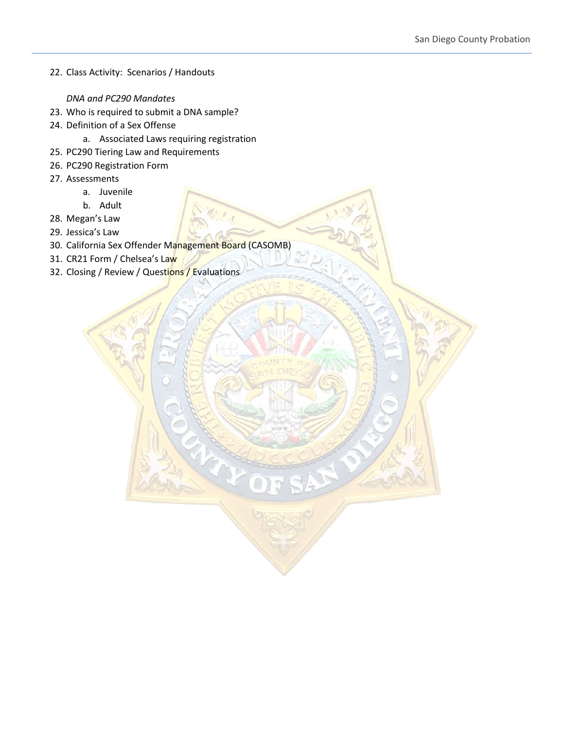22. Class Activity: Scenarios / Handouts

*DNA and PC290 Mandates*

23. Who is required to submit a DNA sample?
24. Definition of a Sex Offense
    a. Associated Laws requiring registration
25. PC290 Tiering Law and Requirements
26. PC290 Registration Form
27. Assessments
    a. Juvenile
    b. Adult
28. Megan's Law
29. Jessica's Law
30. California Sex Offender Management Board (CASOMB)
31. CR21 Form / Chelsea's Law
32. Closing / Review / Questions / Evaluations